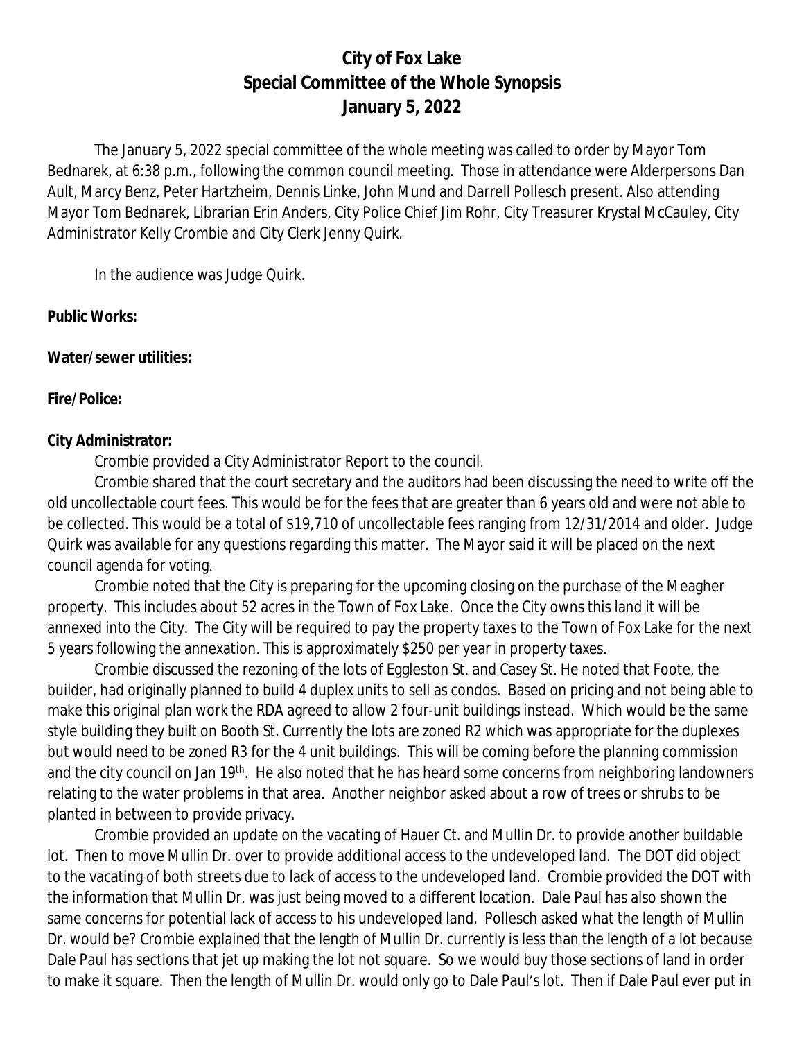# City of Fox Lake
## Special Committee of the Whole Synopsis
## January 5, 2022

The January 5, 2022 special committee of the whole meeting was called to order by Mayor Tom Bednarek, at 6:38 p.m., following the common council meeting. Those in attendance were Alderpersons Dan Ault, Marcy Benz, Peter Hartzheim, Dennis Linke, John Mund and Darrell Pollesch present. Also attending Mayor Tom Bednarek, Librarian Erin Anders, City Police Chief Jim Rohr, City Treasurer Krystal McCauley, City Administrator Kelly Crombie and City Clerk Jenny Quirk.

In the audience was Judge Quirk.

**Public Works:**

**Water/sewer utilities:**

**Fire/Police:**

**City Administrator:**

Crombie provided a City Administrator Report to the council.

Crombie shared that the court secretary and the auditors had been discussing the need to write off the old uncollectable court fees. This would be for the fees that are greater than 6 years old and were not able to be collected. This would be a total of $19,710 of uncollectable fees ranging from 12/31/2014 and older. Judge Quirk was available for any questions regarding this matter. The Mayor said it will be placed on the next council agenda for voting.

Crombie noted that the City is preparing for the upcoming closing on the purchase of the Meagher property. This includes about 52 acres in the Town of Fox Lake. Once the City owns this land it will be annexed into the City. The City will be required to pay the property taxes to the Town of Fox Lake for the next 5 years following the annexation. This is approximately $250 per year in property taxes.

Crombie discussed the rezoning of the lots of Eggleston St. and Casey St. He noted that Foote, the builder, had originally planned to build 4 duplex units to sell as condos. Based on pricing and not being able to make this original plan work the RDA agreed to allow 2 four-unit buildings instead. Which would be the same style building they built on Booth St. Currently the lots are zoned R2 which was appropriate for the duplexes but would need to be zoned R3 for the 4 unit buildings. This will be coming before the planning commission and the city council on Jan 19th. He also noted that he has heard some concerns from neighboring landowners relating to the water problems in that area. Another neighbor asked about a row of trees or shrubs to be planted in between to provide privacy.

Crombie provided an update on the vacating of Hauer Ct. and Mullin Dr. to provide another buildable lot. Then to move Mullin Dr. over to provide additional access to the undeveloped land. The DOT did object to the vacating of both streets due to lack of access to the undeveloped land. Crombie provided the DOT with the information that Mullin Dr. was just being moved to a different location. Dale Paul has also shown the same concerns for potential lack of access to his undeveloped land. Pollesch asked what the length of Mullin Dr. would be? Crombie explained that the length of Mullin Dr. currently is less than the length of a lot because Dale Paul has sections that jet up making the lot not square. So we would buy those sections of land in order to make it square. Then the length of Mullin Dr. would only go to Dale Paul's lot. Then if Dale Paul ever put in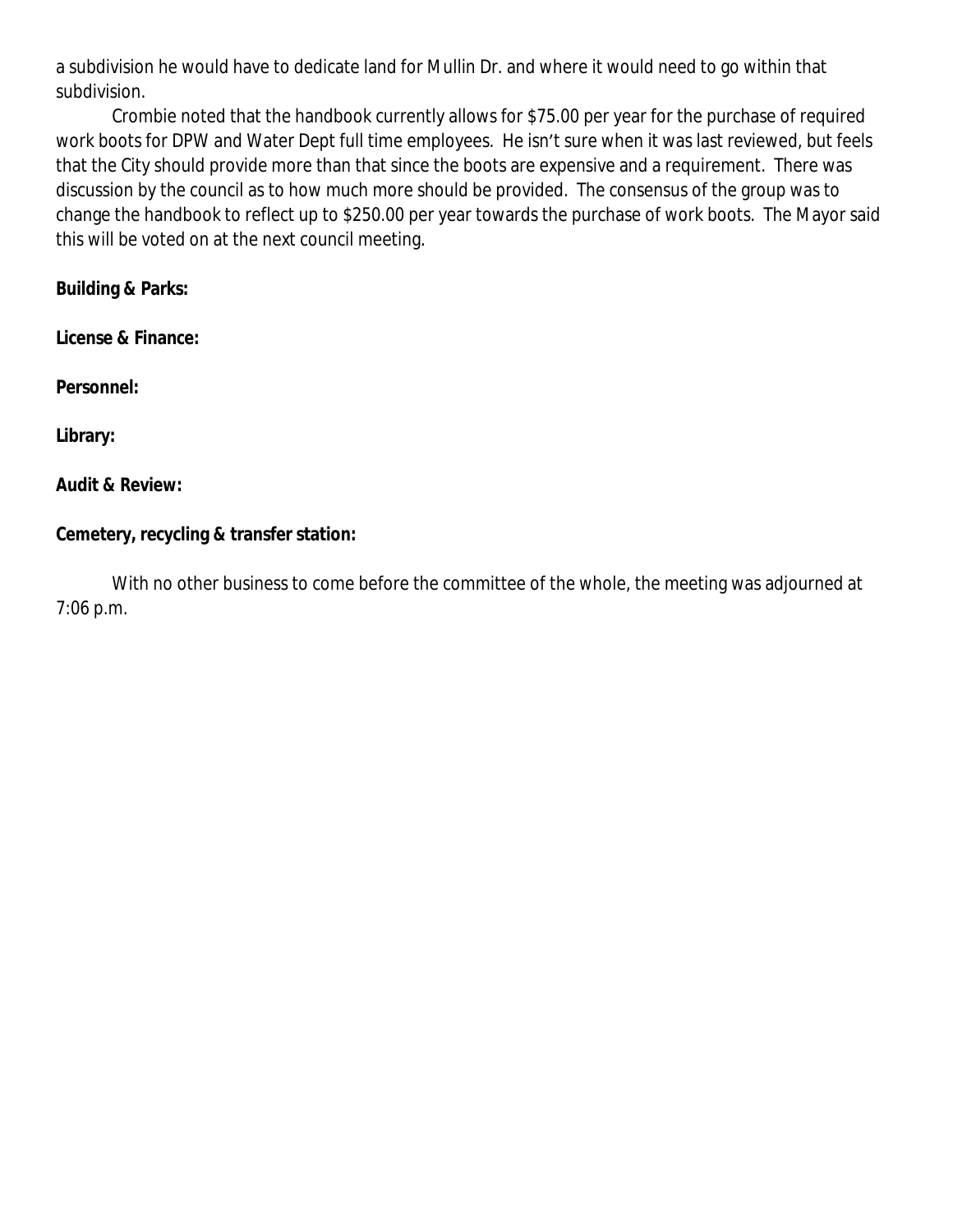a subdivision he would have to dedicate land for Mullin Dr. and where it would need to go within that subdivision.

Crombie noted that the handbook currently allows for $75.00 per year for the purchase of required work boots for DPW and Water Dept full time employees. He isn't sure when it was last reviewed, but feels that the City should provide more than that since the boots are expensive and a requirement. There was discussion by the council as to how much more should be provided. The consensus of the group was to change the handbook to reflect up to $250.00 per year towards the purchase of work boots. The Mayor said this will be voted on at the next council meeting.

**Building & Parks:**

**License & Finance:**

**Personnel:**

**Library:**

**Audit & Review:**

**Cemetery, recycling & transfer station:**

With no other business to come before the committee of the whole, the meeting was adjourned at 7:06 p.m.